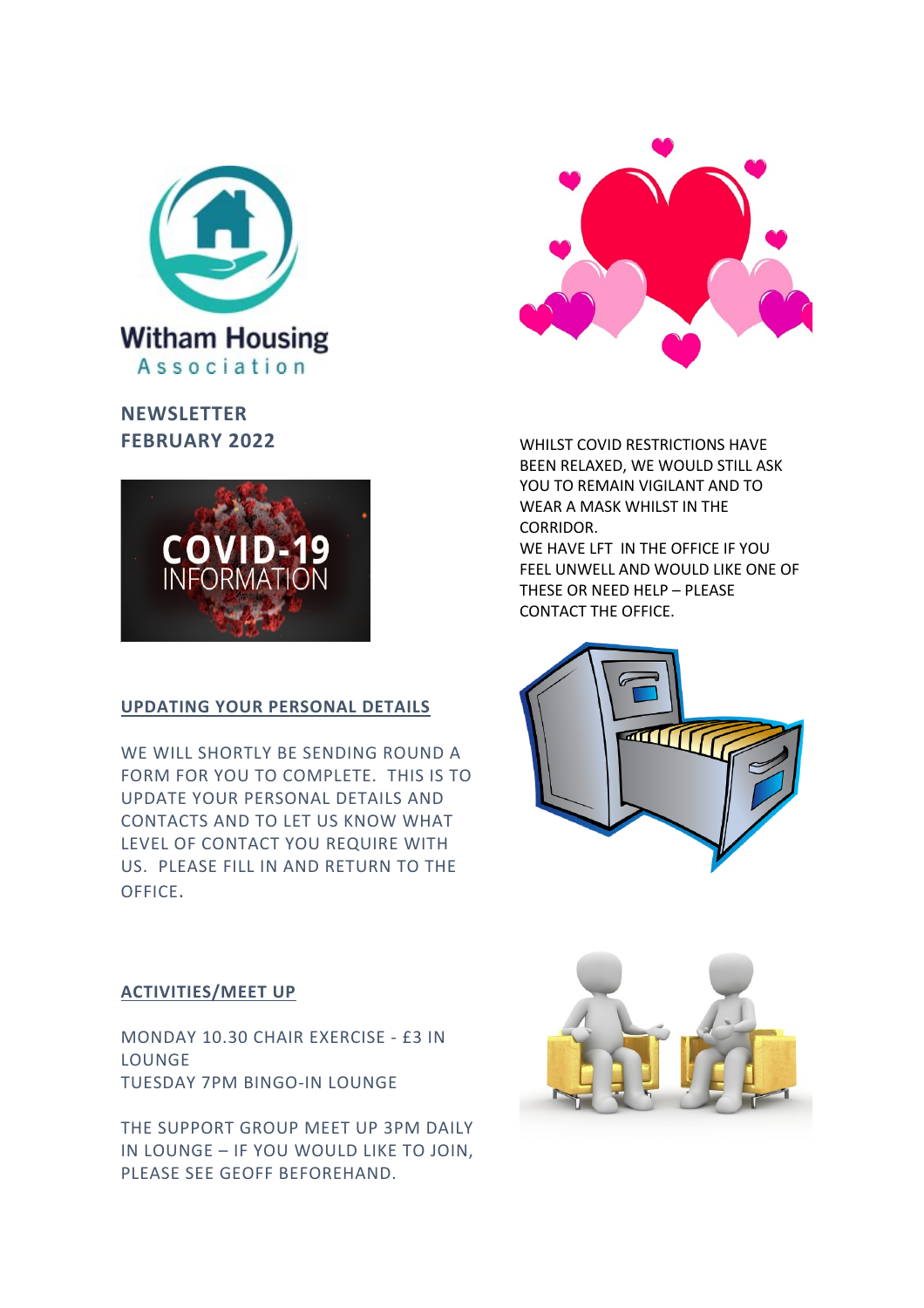Witham Housing Association

**NEWSLETTER**
**FEBRUARY 2022**

COVID-19 INFORMATION

WHILST COVID RESTRICTIONS HAVE BEEN RELAXED, WE WOULD STILL ASK YOU TO REMAIN VIGILANT AND TO WEAR A MASK WHILST IN THE CORRIDOR.
WE HAVE LFT IN THE OFFICE IF YOU FEEL UNWELL AND WOULD LIKE ONE OF THESE OR NEED HELP – PLEASE CONTACT THE OFFICE.

## UPDATING YOUR PERSONAL DETAILS

WE WILL SHORTLY BE SENDING ROUND A FORM FOR YOU TO COMPLETE. THIS IS TO UPDATE YOUR PERSONAL DETAILS AND CONTACTS AND TO LET US KNOW WHAT LEVEL OF CONTACT YOU REQUIRE WITH US. PLEASE FILL IN AND RETURN TO THE OFFICE.

## ACTIVITIES/MEET UP

MONDAY 10.30 CHAIR EXERCISE - £3 IN LOUNGE
TUESDAY 7PM BINGO-IN LOUNGE

THE SUPPORT GROUP MEET UP 3PM DAILY IN LOUNGE – IF YOU WOULD LIKE TO JOIN, PLEASE SEE GEOFF BEFOREHAND.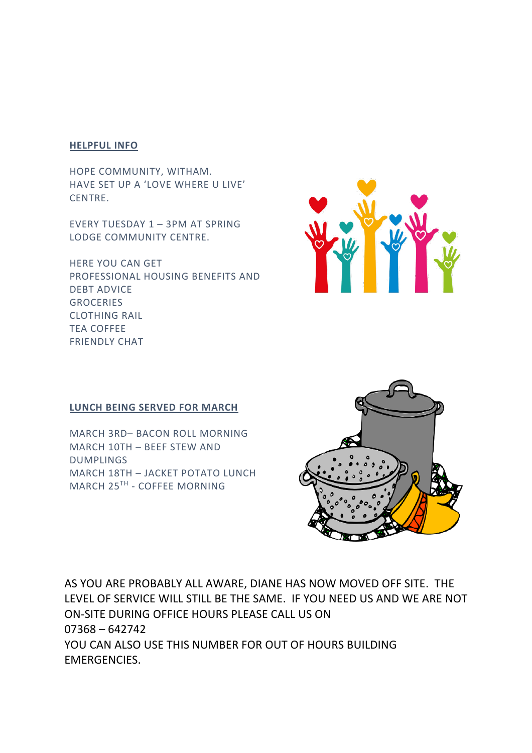## HELPFUL INFO

HOPE COMMUNITY, WITHAM.
HAVE SET UP A 'LOVE WHERE U LIVE' CENTRE.

EVERY TUESDAY 1 – 3PM AT SPRING LODGE COMMUNITY CENTRE.

HERE YOU CAN GET
PROFESSIONAL HOUSING BENEFITS AND DEBT ADVICE
GROCERIES
CLOTHING RAIL
TEA COFFEE
FRIENDLY CHAT

## LUNCH BEING SERVED FOR MARCH

MARCH 3RD– BACON ROLL MORNING
MARCH 10TH – BEEF STEW AND DUMPLINGS
MARCH 18TH – JACKET POTATO LUNCH
MARCH 25TH - COFFEE MORNING

AS YOU ARE PROBABLY ALL AWARE, DIANE HAS NOW MOVED OFF SITE. THE LEVEL OF SERVICE WILL STILL BE THE SAME. IF YOU NEED US AND WE ARE NOT ON-SITE DURING OFFICE HOURS PLEASE CALL US ON
07368 – 642742
YOU CAN ALSO USE THIS NUMBER FOR OUT OF HOURS BUILDING EMERGENCIES.